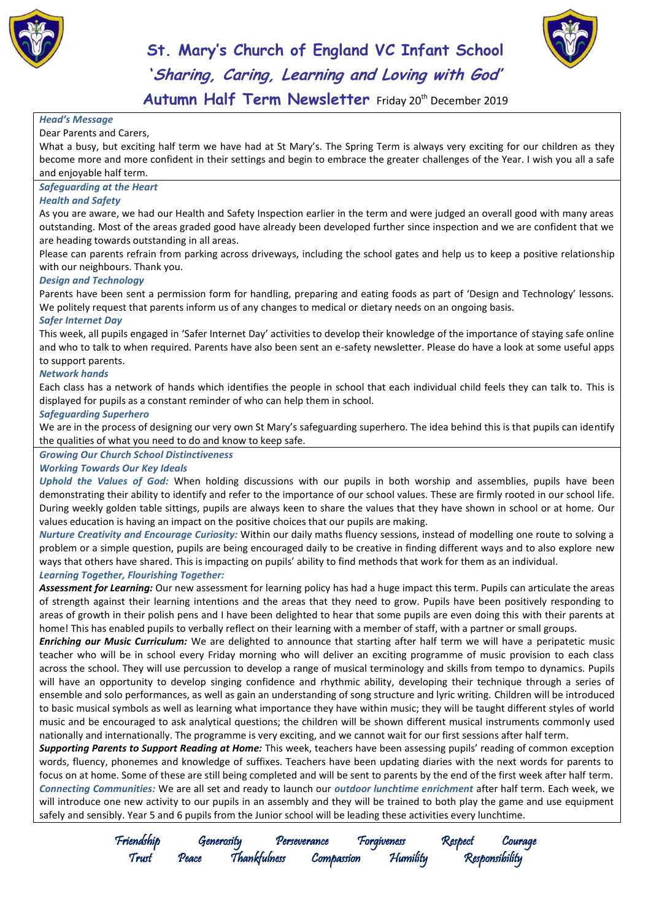# St. Mary's Church of England VC Infant School

## 'Sharing, Caring, Learning and Loving with God'

## Autumn Half Term Newsletter Friday 20th December 2019

### *Head's Message*

Dear Parents and Carers,

What a busy, but exciting half term we have had at St Mary's. The Spring Term is always very exciting for our children as they become more and more confident in their settings and begin to embrace the greater challenges of the Year. I wish you all a safe and enjoyable half term.

### *Safeguarding at the Heart*

#### *Health and Safety*

As you are aware, we had our Health and Safety Inspection earlier in the term and were judged an overall good with many areas outstanding. Most of the areas graded good have already been developed further since inspection and we are confident that we are heading towards outstanding in all areas.

Please can parents refrain from parking across driveways, including the school gates and help us to keep a positive relationship with our neighbours. Thank you.

#### *Design and Technology*

Parents have been sent a permission form for handling, preparing and eating foods as part of 'Design and Technology' lessons. We politely request that parents inform us of any changes to medical or dietary needs on an ongoing basis.

#### *Safer Internet Day*

This week, all pupils engaged in 'Safer Internet Day' activities to develop their knowledge of the importance of staying safe online and who to talk to when required. Parents have also been sent an e-safety newsletter. Please do have a look at some useful apps to support parents.

#### *Network hands*

Each class has a network of hands which identifies the people in school that each individual child feels they can talk to. This is displayed for pupils as a constant reminder of who can help them in school.

#### *Safeguarding Superhero*

We are in the process of designing our very own St Mary's safeguarding superhero. The idea behind this is that pupils can identify the qualities of what you need to do and know to keep safe.

### *Growing Our Church School Distinctiveness*

#### *Working Towards Our Key Ideals*

***Uphold the Values of God:*** When holding discussions with our pupils in both worship and assemblies, pupils have been demonstrating their ability to identify and refer to the importance of our school values. These are firmly rooted in our school life. During weekly golden table sittings, pupils are always keen to share the values that they have shown in school or at home. Our values education is having an impact on the positive choices that our pupils are making.

***Nurture Creativity and Encourage Curiosity:*** Within our daily maths fluency sessions, instead of modelling one route to solving a problem or a simple question, pupils are being encouraged daily to be creative in finding different ways and to also explore new ways that others have shared. This is impacting on pupils' ability to find methods that work for them as an individual.

#### *Learning Together, Flourishing Together:*

***Assessment for Learning:*** Our new assessment for learning policy has had a huge impact this term. Pupils can articulate the areas of strength against their learning intentions and the areas that they need to grow. Pupils have been positively responding to areas of growth in their polish pens and I have been delighted to hear that some pupils are even doing this with their parents at home! This has enabled pupils to verbally reflect on their learning with a member of staff, with a partner or small groups.

***Enriching our Music Curriculum:*** We are delighted to announce that starting after half term we will have a peripatetic music teacher who will be in school every Friday morning who will deliver an exciting programme of music provision to each class across the school. They will use percussion to develop a range of musical terminology and skills from tempo to dynamics. Pupils will have an opportunity to develop singing confidence and rhythmic ability, developing their technique through a series of ensemble and solo performances, as well as gain an understanding of song structure and lyric writing. Children will be introduced to basic musical symbols as well as learning what importance they have within music; they will be taught different styles of world music and be encouraged to ask analytical questions; the children will be shown different musical instruments commonly used nationally and internationally. The programme is very exciting, and we cannot wait for our first sessions after half term.

***Supporting Parents to Support Reading at Home:*** This week, teachers have been assessing pupils' reading of common exception words, fluency, phonemes and knowledge of suffixes. Teachers have been updating diaries with the next words for parents to focus on at home. Some of these are still being completed and will be sent to parents by the end of the first week after half term.

***Connecting Communities:*** We are all set and ready to launch our ***outdoor lunchtime enrichment*** after half term. Each week, we will introduce one new activity to our pupils in an assembly and they will be trained to both play the game and use equipment safely and sensibly. Year 5 and 6 pupils from the Junior school will be leading these activities every lunchtime.

*Friendship Generosity Perseverance Forgiveness Respect Courage*
*Trust Peace Thankfulness Compassion Humility Responsibility*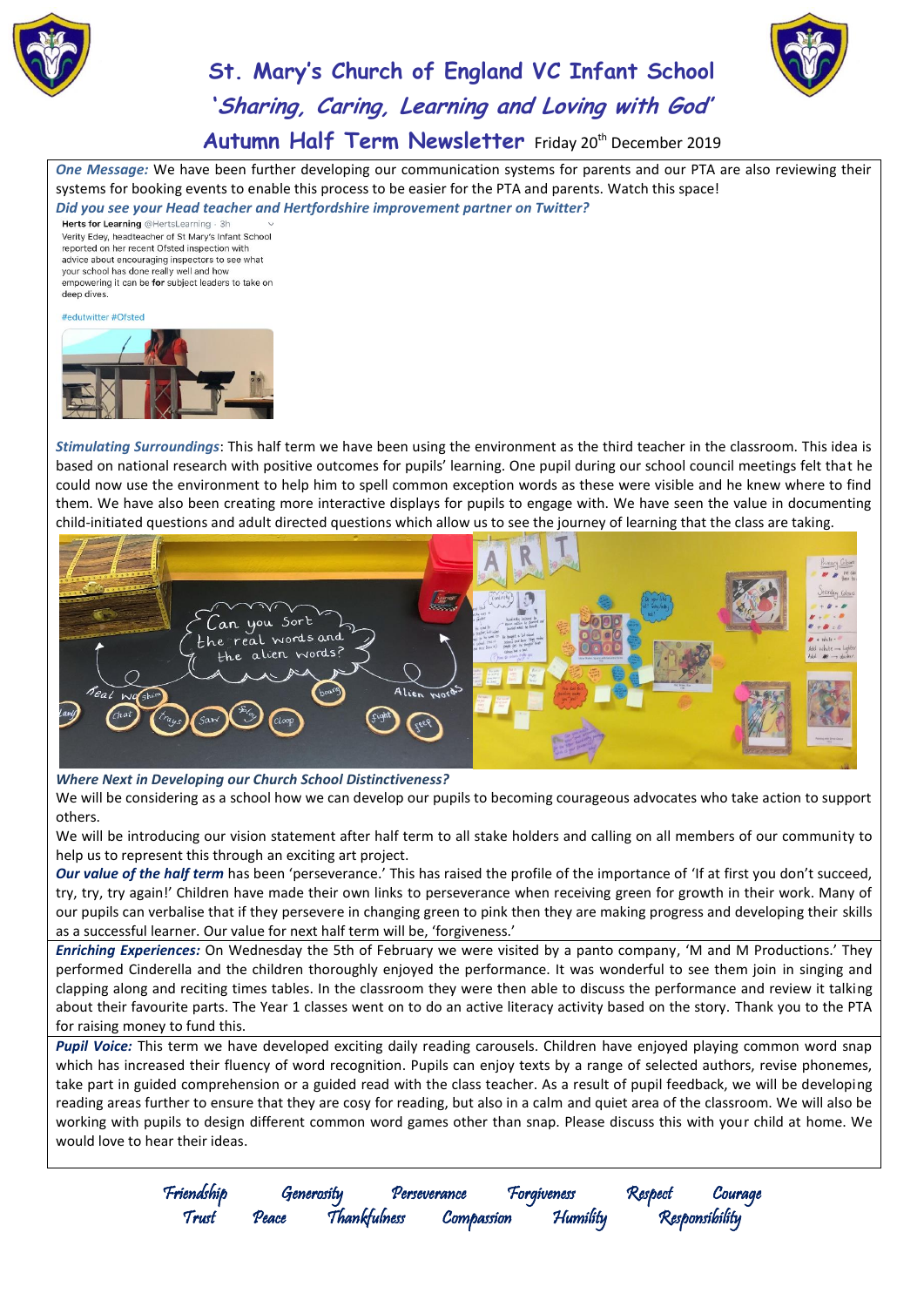# St. Mary's Church of England VC Infant School

## 'Sharing, Caring, Learning and Loving with God'

## Autumn Half Term Newsletter Friday 20th December 2019

***One Message:*** We have been further developing our communication systems for parents and our PTA are also reviewing their systems for booking events to enable this process to be easier for the PTA and parents. Watch this space!

***Did you see your Head teacher and Hertfordshire improvement partner on Twitter?***

**Herts for Learning** @HertsLearning · 3h
Verity Edey, headteacher of St Mary's Infant School reported on her recent Ofsted inspection with advice about encouraging inspectors to see what your school has done really well and how empowering it can be **for** subject leaders to take on deep dives.

#edutwitter #Ofsted

***Stimulating Surroundings***: This half term we have been using the environment as the third teacher in the classroom. This idea is based on national research with positive outcomes for pupils' learning. One pupil during our school council meetings felt that he could now use the environment to help him to spell common exception words as these were visible and he knew where to find them. We have also been creating more interactive displays for pupils to engage with. We have seen the value in documenting child-initiated questions and adult directed questions which allow us to see the journey of learning that the class are taking.

***Where Next in Developing our Church School Distinctiveness?***

We will be considering as a school how we can develop our pupils to becoming courageous advocates who take action to support others.

We will be introducing our vision statement after half term to all stake holders and calling on all members of our community to help us to represent this through an exciting art project.

***Our value of the half term*** has been 'perseverance.' This has raised the profile of the importance of 'If at first you don't succeed, try, try, try again!' Children have made their own links to perseverance when receiving green for growth in their work. Many of our pupils can verbalise that if they persevere in changing green to pink then they are making progress and developing their skills as a successful learner. Our value for next half term will be, 'forgiveness.'

***Enriching Experiences:*** On Wednesday the 5th of February we were visited by a panto company, 'M and M Productions.' They performed Cinderella and the children thoroughly enjoyed the performance. It was wonderful to see them join in singing and clapping along and reciting times tables. In the classroom they were then able to discuss the performance and review it talking about their favourite parts. The Year 1 classes went on to do an active literacy activity based on the story. Thank you to the PTA for raising money to fund this.

***Pupil Voice:*** This term we have developed exciting daily reading carousels. Children have enjoyed playing common word snap which has increased their fluency of word recognition. Pupils can enjoy texts by a range of selected authors, revise phonemes, take part in guided comprehension or a guided read with the class teacher. As a result of pupil feedback, we will be developing reading areas further to ensure that they are cosy for reading, but also in a calm and quiet area of the classroom. We will also be working with pupils to design different common word games other than snap. Please discuss this with your child at home. We would love to hear their ideas.

*Friendship Generosity Perseverance Forgiveness Respect Courage*
*Trust Peace Thankfulness Compassion Humility Responsibility*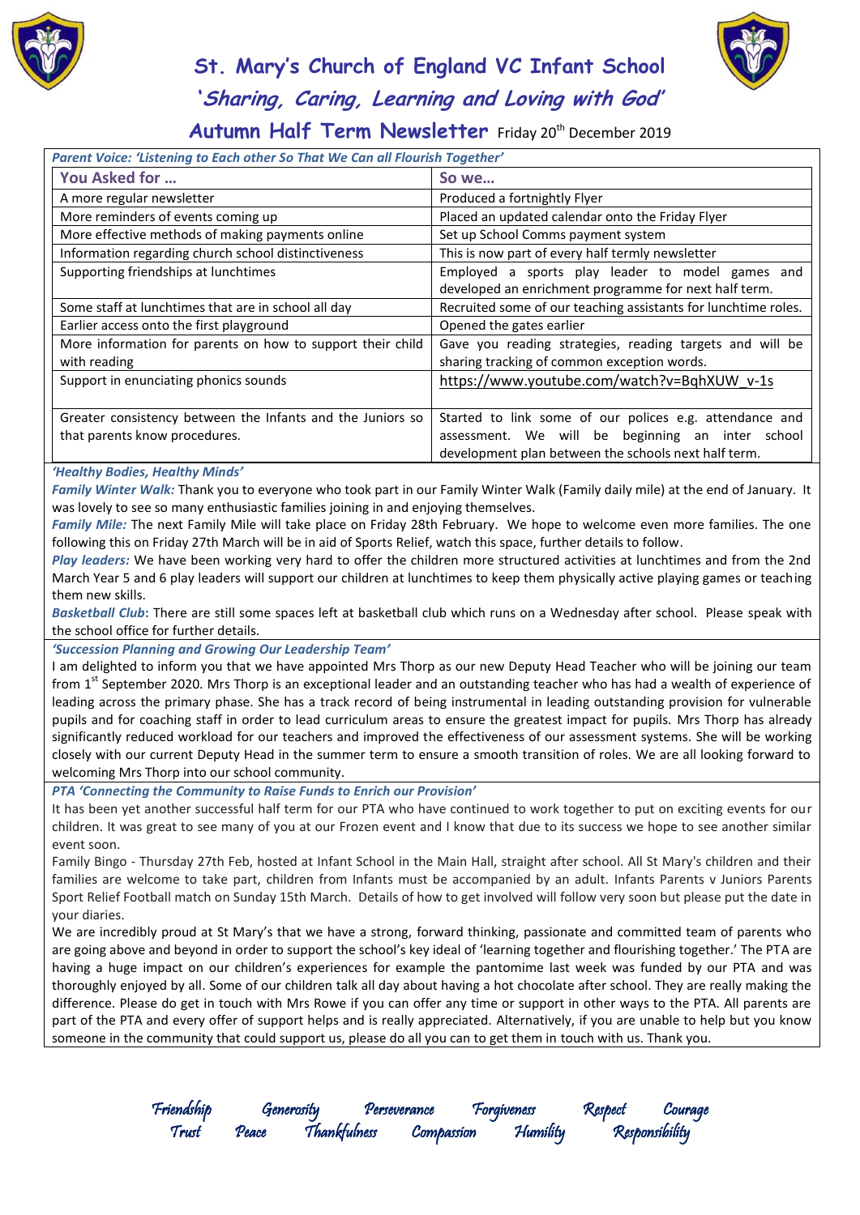# St. Mary's Church of England VC Infant School

## *'Sharing, Caring, Learning and Loving with God'*

## Autumn Half Term Newsletter Friday 20th December 2019

*Parent Voice: 'Listening to Each other So That We Can all Flourish Together'*

| You Asked for … | So we… |
|---|---|
| A more regular newsletter | Produced a fortnightly Flyer |
| More reminders of events coming up | Placed an updated calendar onto the Friday Flyer |
| More effective methods of making payments online | Set up School Comms payment system |
| Information regarding church school distinctiveness | This is now part of every half termly newsletter |
| Supporting friendships at lunchtimes | Employed a sports play leader to model games and developed an enrichment programme for next half term. |
| Some staff at lunchtimes that are in school all day | Recruited some of our teaching assistants for lunchtime roles. |
| Earlier access onto the first playground | Opened the gates earlier |
| More information for parents on how to support their child with reading | Gave you reading strategies, reading targets and will be sharing tracking of common exception words. |
| Support in enunciating phonics sounds | https://www.youtube.com/watch?v=BqhXUW_v-1s |
| Greater consistency between the Infants and the Juniors so that parents know procedures. | Started to link some of our polices e.g. attendance and assessment. We will be beginning an inter school development plan between the schools next half term. |

*'Healthy Bodies, Healthy Minds'*

***Family Winter Walk:*** Thank you to everyone who took part in our Family Winter Walk (Family daily mile) at the end of January. It was lovely to see so many enthusiastic families joining in and enjoying themselves.

***Family Mile:*** The next Family Mile will take place on Friday 28th February. We hope to welcome even more families. The one following this on Friday 27th March will be in aid of Sports Relief, watch this space, further details to follow.

***Play leaders:*** We have been working very hard to offer the children more structured activities at lunchtimes and from the 2nd March Year 5 and 6 play leaders will support our children at lunchtimes to keep them physically active playing games or teaching them new skills.

***Basketball Club*:** There are still some spaces left at basketball club which runs on a Wednesday after school. Please speak with the school office for further details.

*'Succession Planning and Growing Our Leadership Team'*

I am delighted to inform you that we have appointed Mrs Thorp as our new Deputy Head Teacher who will be joining our team from 1st September 2020. Mrs Thorp is an exceptional leader and an outstanding teacher who has had a wealth of experience of leading across the primary phase. She has a track record of being instrumental in leading outstanding provision for vulnerable pupils and for coaching staff in order to lead curriculum areas to ensure the greatest impact for pupils. Mrs Thorp has already significantly reduced workload for our teachers and improved the effectiveness of our assessment systems. She will be working closely with our current Deputy Head in the summer term to ensure a smooth transition of roles. We are all looking forward to welcoming Mrs Thorp into our school community.

*PTA 'Connecting the Community to Raise Funds to Enrich our Provision'*

It has been yet another successful half term for our PTA who have continued to work together to put on exciting events for our children. It was great to see many of you at our Frozen event and I know that due to its success we hope to see another similar event soon.

Family Bingo - Thursday 27th Feb, hosted at Infant School in the Main Hall, straight after school. All St Mary's children and their families are welcome to take part, children from Infants must be accompanied by an adult. Infants Parents v Juniors Parents Sport Relief Football match on Sunday 15th March. Details of how to get involved will follow very soon but please put the date in your diaries.

We are incredibly proud at St Mary's that we have a strong, forward thinking, passionate and committed team of parents who are going above and beyond in order to support the school's key ideal of 'learning together and flourishing together.' The PTA are having a huge impact on our children's experiences for example the pantomime last week was funded by our PTA and was thoroughly enjoyed by all. Some of our children talk all day about having a hot chocolate after school. They are really making the difference. Please do get in touch with Mrs Rowe if you can offer any time or support in other ways to the PTA. All parents are part of the PTA and every offer of support helps and is really appreciated. Alternatively, if you are unable to help but you know someone in the community that could support us, please do all you can to get them in touch with us. Thank you.

*Friendship Generosity Perseverance Forgiveness Respect Courage*
*Trust Peace Thankfulness Compassion Humility Responsibility*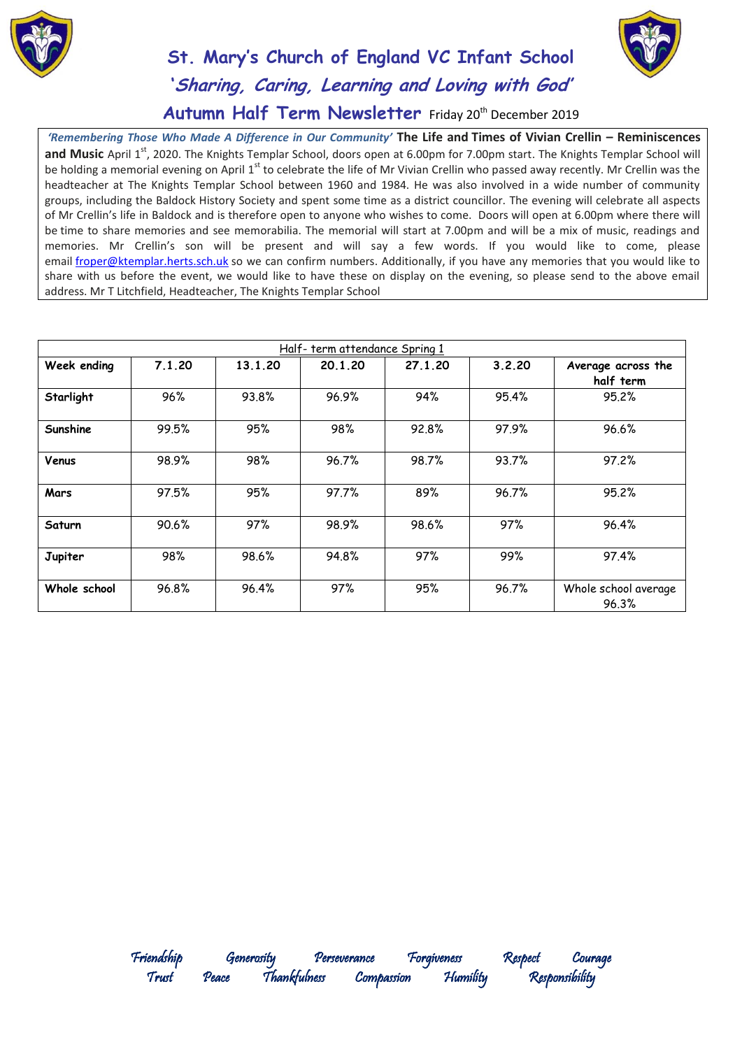# St. Mary's Church of England VC Infant School

## '*Sharing, Caring, Learning and Loving with God*'

## Autumn Half Term Newsletter Friday 20th December 2019

***'Remembering Those Who Made A Difference in Our Community'*** **The Life and Times of Vivian Crellin – Reminiscences and Music** April 1st, 2020. The Knights Templar School, doors open at 6.00pm for 7.00pm start. The Knights Templar School will be holding a memorial evening on April 1st to celebrate the life of Mr Vivian Crellin who passed away recently. Mr Crellin was the headteacher at The Knights Templar School between 1960 and 1984. He was also involved in a wide number of community groups, including the Baldock History Society and spent some time as a district councillor. The evening will celebrate all aspects of Mr Crellin's life in Baldock and is therefore open to anyone who wishes to come. Doors will open at 6.00pm where there will be time to share memories and see memorabilia. The memorial will start at 7.00pm and will be a mix of music, readings and memories. Mr Crellin's son will be present and will say a few words. If you would like to come, please email froper@ktemplar.herts.sch.uk so we can confirm numbers. Additionally, if you have any memories that you would like to share with us before the event, we would like to have these on display on the evening, so please send to the above email address. Mr T Litchfield, Headteacher, The Knights Templar School

Half- term attendance Spring 1

| Week ending | 7.1.20 | 13.1.20 | 20.1.20 | 27.1.20 | 3.2.20 | Average across the half term |
|---|---|---|---|---|---|---|
| Starlight | 96% | 93.8% | 96.9% | 94% | 95.4% | 95.2% |
| Sunshine | 99.5% | 95% | 98% | 92.8% | 97.9% | 96.6% |
| Venus | 98.9% | 98% | 96.7% | 98.7% | 93.7% | 97.2% |
| Mars | 97.5% | 95% | 97.7% | 89% | 96.7% | 95.2% |
| Saturn | 90.6% | 97% | 98.9% | 98.6% | 97% | 96.4% |
| Jupiter | 98% | 98.6% | 94.8% | 97% | 99% | 97.4% |
| Whole school | 96.8% | 96.4% | 97% | 95% | 96.7% | Whole school average 96.3% |

*Friendship Generosity Perseverance Forgiveness Respect Courage*
*Trust Peace Thankfulness Compassion Humility Responsibility*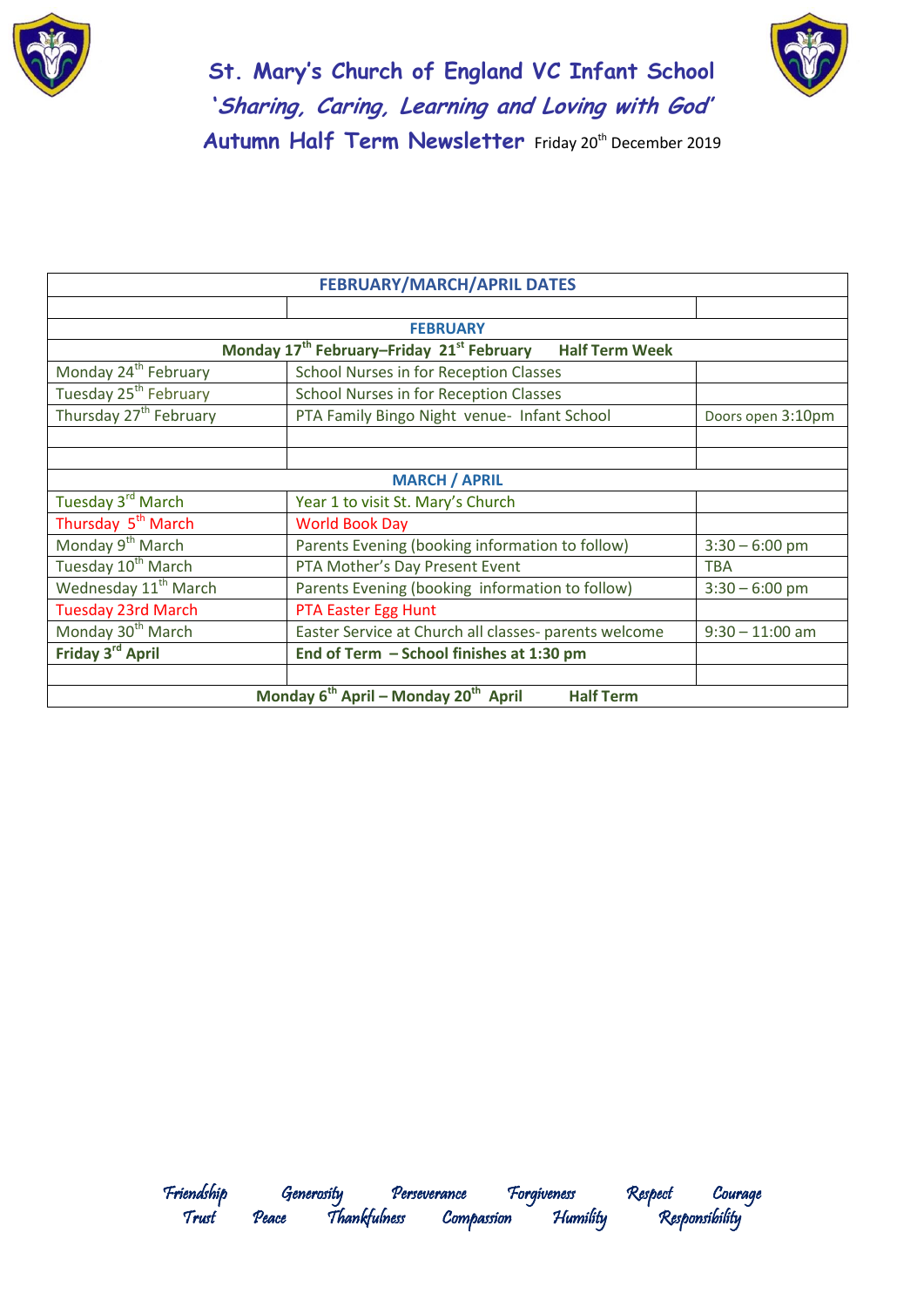# St. Mary's Church of England VC Infant School

## 'Sharing, Caring, Learning and Loving with God'

## Autumn Half Term Newsletter Friday 20th December 2019

| FEBRUARY/MARCH/APRIL DATES | | |
|---|---|---|
| | | |
| **FEBRUARY** | | |
| **Monday 17th February–Friday 21st February Half Term Week** | | |
| Monday 24th February | School Nurses in for Reception Classes | |
| Tuesday 25th February | School Nurses in for Reception Classes | |
| Thursday 27th February | PTA Family Bingo Night venue- Infant School | Doors open 3:10pm |
| | | |
| | | |
| **MARCH / APRIL** | | |
| Tuesday 3rd March | Year 1 to visit St. Mary's Church | |
| Thursday 5th March | World Book Day | |
| Monday 9th March | Parents Evening (booking information to follow) | 3:30 – 6:00 pm |
| Tuesday 10th March | PTA Mother's Day Present Event | TBA |
| Wednesday 11th March | Parents Evening (booking information to follow) | 3:30 – 6:00 pm |
| Tuesday 23rd March | PTA Easter Egg Hunt | |
| Monday 30th March | Easter Service at Church all classes- parents welcome | 9:30 – 11:00 am |
| **Friday 3rd April** | **End of Term – School finishes at 1:30 pm** | |
| | | |
| **Monday 6th April – Monday 20th April Half Term** | | |

*Friendship Generosity Perseverance Forgiveness Respect Courage*
*Trust Peace Thankfulness Compassion Humility Responsibility*